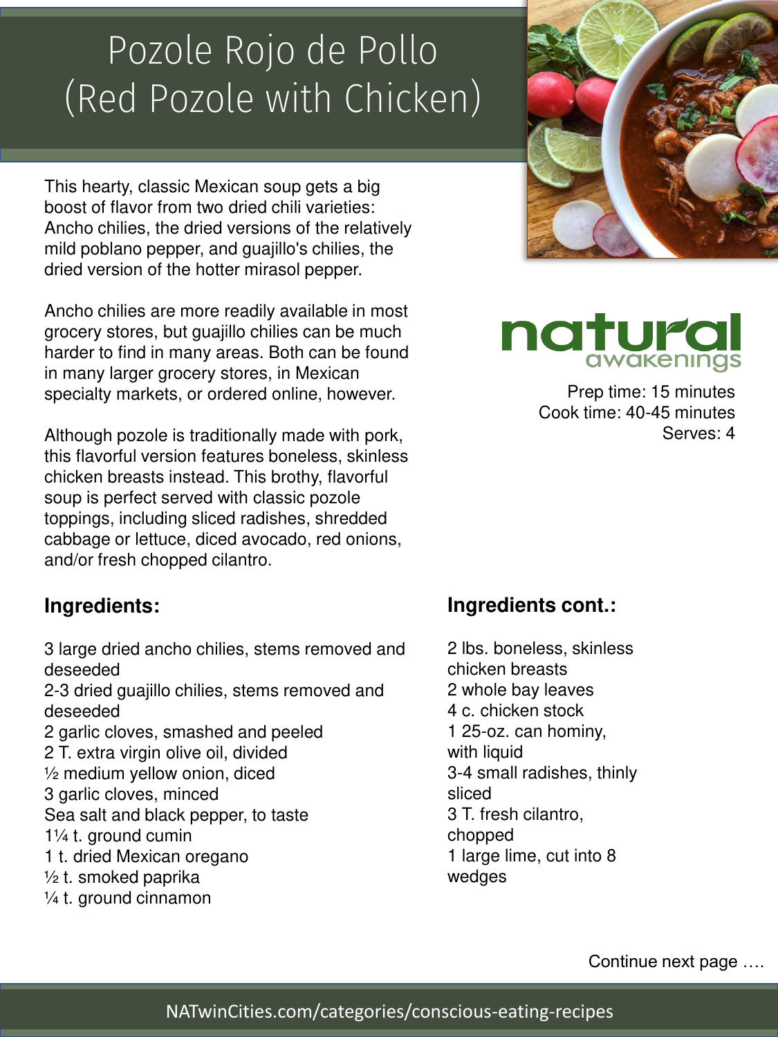# Pozole Rojo de Pollo (Red Pozole with Chicken)

This hearty, classic Mexican soup gets a big boost of flavor from two dried chili varieties: Ancho chilies, the dried versions of the relatively mild poblano pepper, and guajillo's chilies, the dried version of the hotter mirasol pepper.

Ancho chilies are more readily available in most grocery stores, but guajillo chilies can be much harder to find in many areas. Both can be found in many larger grocery stores, in Mexican specialty markets, or ordered online, however.

Although pozole is traditionally made with pork, this flavorful version features boneless, skinless chicken breasts instead. This brothy, flavorful soup is perfect served with classic pozole toppings, including sliced radishes, shredded cabbage or lettuce, diced avocado, red onions, and/or fresh chopped cilantro.

natural awakenings

Prep time: 15 minutes
Cook time: 40-45 minutes
Serves: 4

## Ingredients:

3 large dried ancho chilies, stems removed and deseeded
2-3 dried guajillo chilies, stems removed and deseeded
2 garlic cloves, smashed and peeled
2 T. extra virgin olive oil, divided
½ medium yellow onion, diced
3 garlic cloves, minced
Sea salt and black pepper, to taste
1¼ t. ground cumin
1 t. dried Mexican oregano
½ t. smoked paprika
¼ t. ground cinnamon

## Ingredients cont.:

2 lbs. boneless, skinless chicken breasts
2 whole bay leaves
4 c. chicken stock
1 25-oz. can hominy, with liquid
3-4 small radishes, thinly sliced
3 T. fresh cilantro, chopped
1 large lime, cut into 8 wedges

Continue next page ….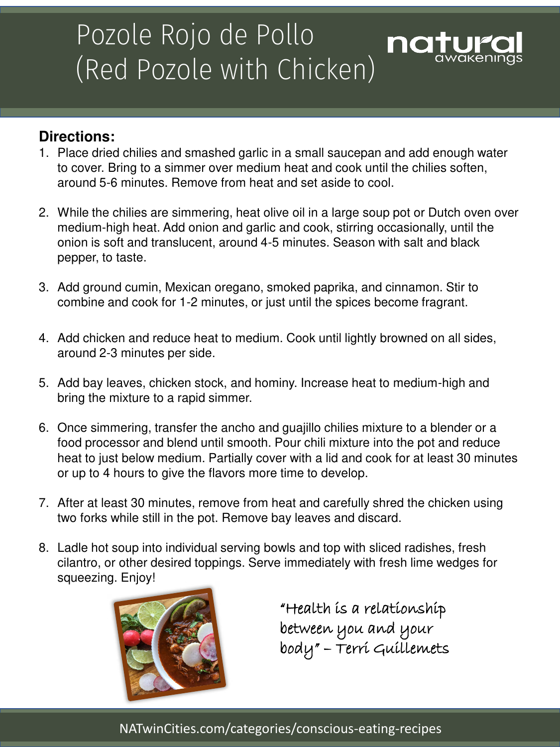# Pozole Rojo de Pollo (Red Pozole with Chicken)

**Directions:**

1. Place dried chilies and smashed garlic in a small saucepan and add enough water to cover. Bring to a simmer over medium heat and cook until the chilies soften, around 5-6 minutes. Remove from heat and set aside to cool.

2. While the chilies are simmering, heat olive oil in a large soup pot or Dutch oven over medium-high heat. Add onion and garlic and cook, stirring occasionally, until the onion is soft and translucent, around 4-5 minutes. Season with salt and black pepper, to taste.

3. Add ground cumin, Mexican oregano, smoked paprika, and cinnamon. Stir to combine and cook for 1-2 minutes, or just until the spices become fragrant.

4. Add chicken and reduce heat to medium. Cook until lightly browned on all sides, around 2-3 minutes per side.

5. Add bay leaves, chicken stock, and hominy. Increase heat to medium-high and bring the mixture to a rapid simmer.

6. Once simmering, transfer the ancho and guajillo chilies mixture to a blender or a food processor and blend until smooth. Pour chili mixture into the pot and reduce heat to just below medium. Partially cover with a lid and cook for at least 30 minutes or up to 4 hours to give the flavors more time to develop.

7. After at least 30 minutes, remove from heat and carefully shred the chicken using two forks while still in the pot. Remove bay leaves and discard.

8. Ladle hot soup into individual serving bowls and top with sliced radishes, fresh cilantro, or other desired toppings. Serve immediately with fresh lime wedges for squeezing. Enjoy!

*"Health is a relationship between you and your body" – Terri Guillemets*

NATwinCities.com/categories/conscious-eating-recipes